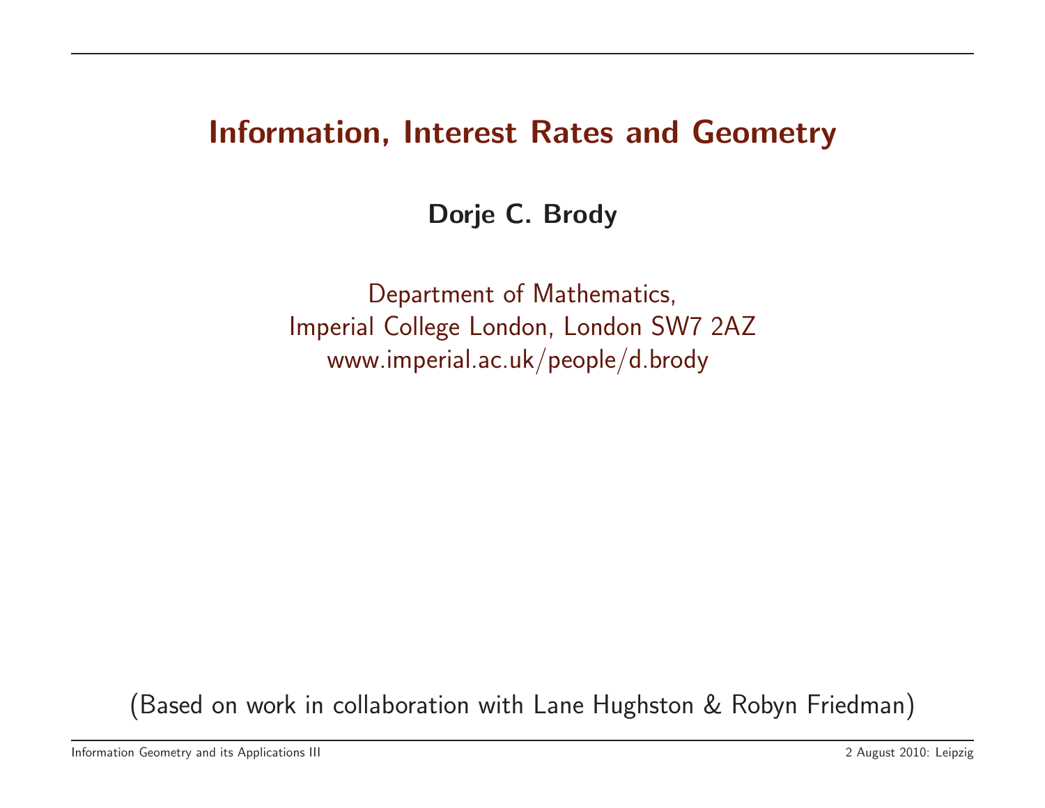# Information, Interest Rates and Geometry

**Dorje C. Brody**

Department of Mathematics,
Imperial College London, London SW7 2AZ
www.imperial.ac.uk/people/d.brody

(Based on work in collaboration with Lane Hughston & Robyn Friedman)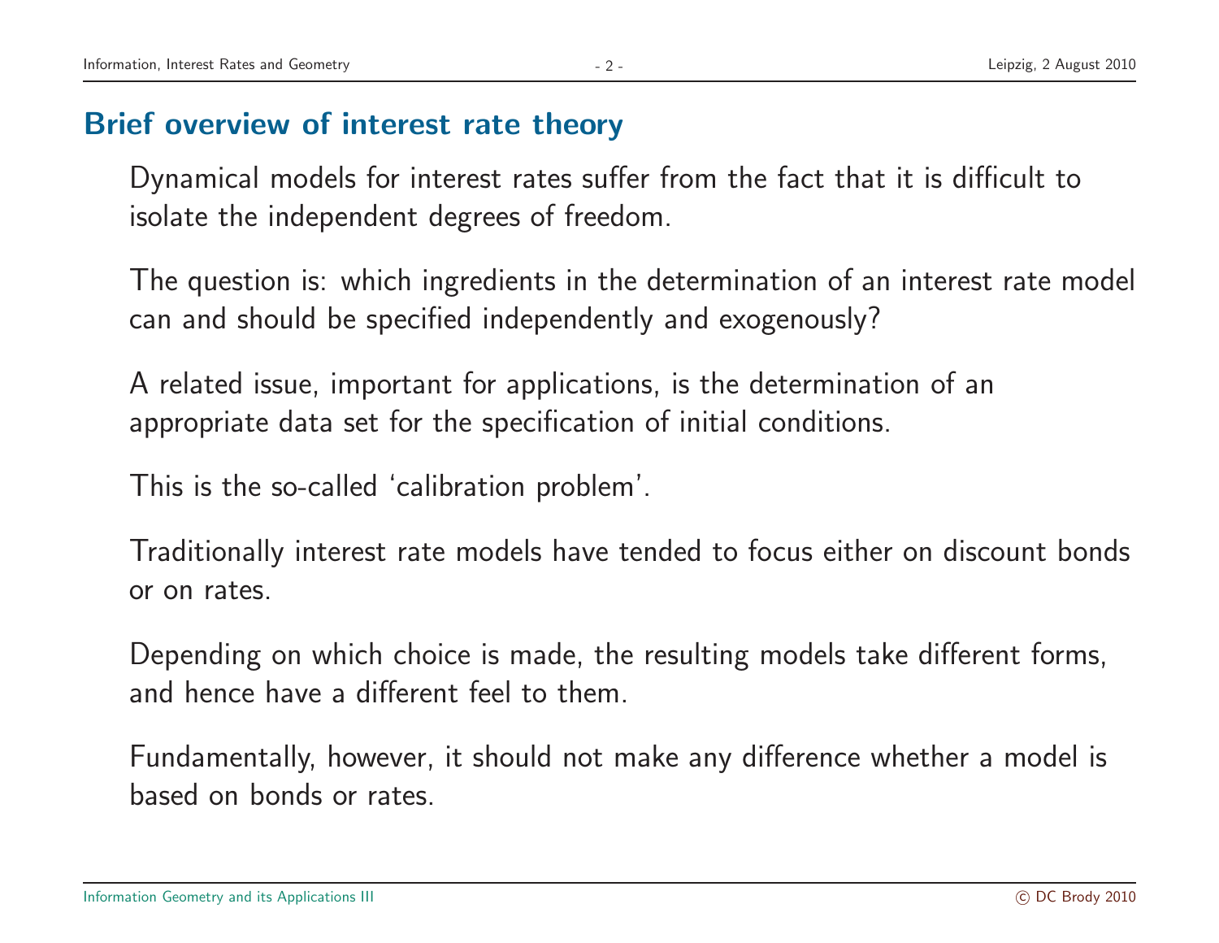## Brief overview of interest rate theory

Dynamical models for interest rates suffer from the fact that it is difficult to isolate the independent degrees of freedom.

The question is: which ingredients in the determination of an interest rate model can and should be specified independently and exogenously?

A related issue, important for applications, is the determination of an appropriate data set for the specification of initial conditions.

This is the so-called 'calibration problem'.

Traditionally interest rate models have tended to focus either on discount bonds or on rates.

Depending on which choice is made, the resulting models take different forms, and hence have a different feel to them.

Fundamentally, however, it should not make any difference whether a model is based on bonds or rates.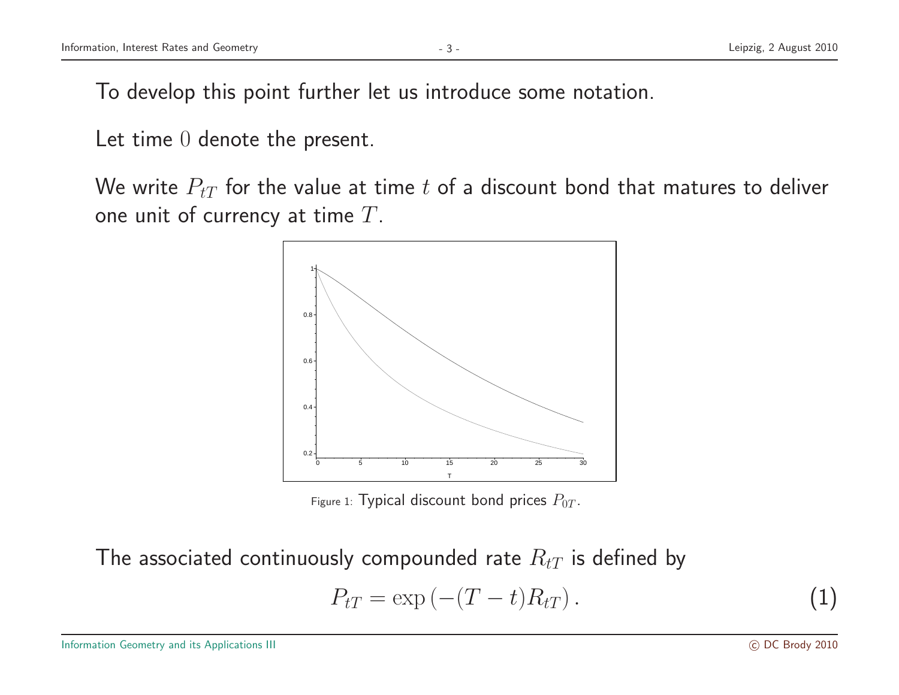To develop this point further let us introduce some notation.

Let time $0$ denote the present.

We write $P_{tT}$ for the value at time $t$ of a discount bond that matures to deliver one unit of currency at time $T$.

Figure 1: Typical discount bond prices $P_{0T}$.

The associated continuously compounded rate $R_{tT}$ is defined by

$$P_{tT} = \exp\left(-(T-t)R_{tT}\right). \tag{1}$$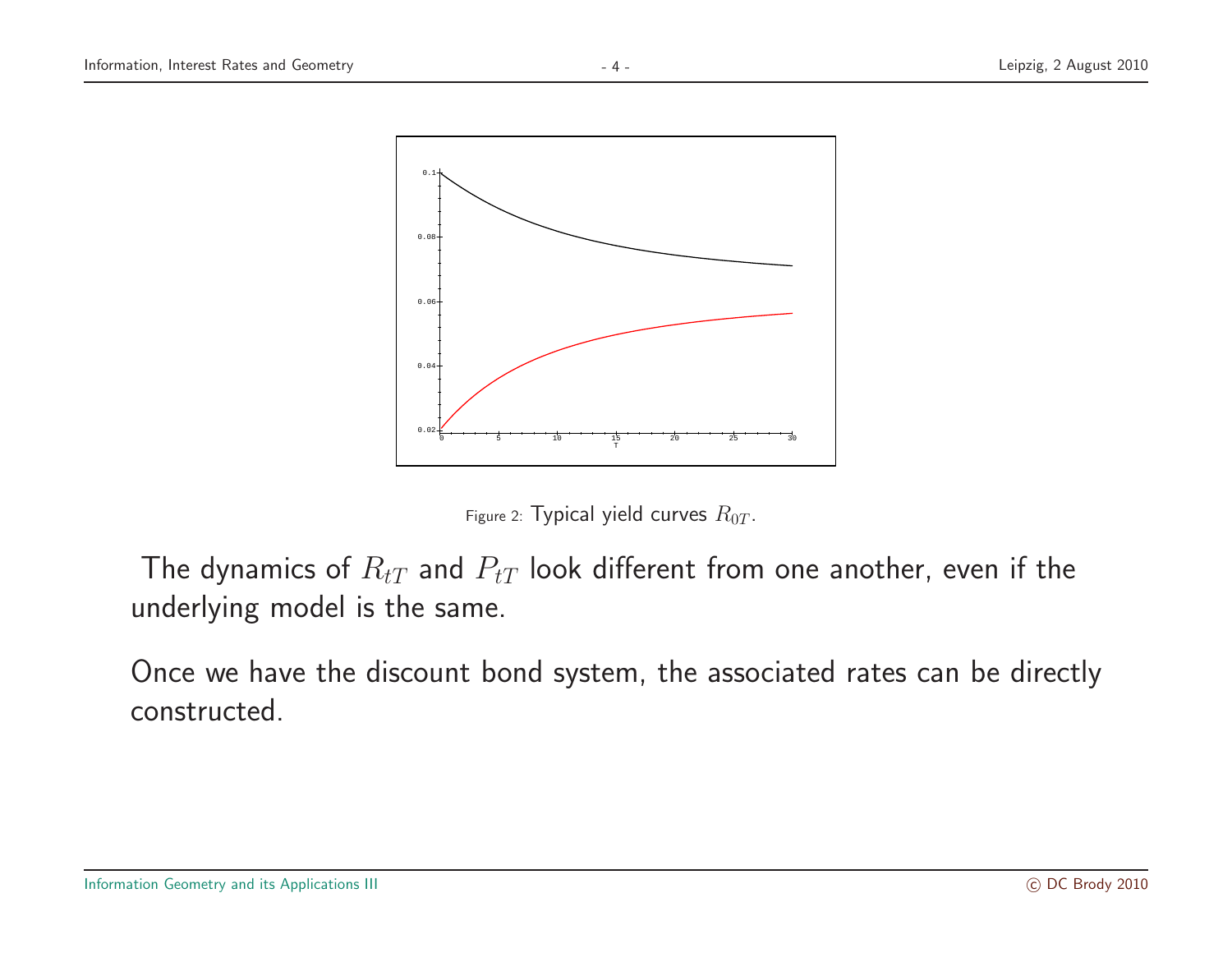Figure 2: Typical yield curves $R_{0T}$.

The dynamics of $R_{tT}$ and $P_{tT}$ look different from one another, even if the underlying model is the same.

Once we have the discount bond system, the associated rates can be directly constructed.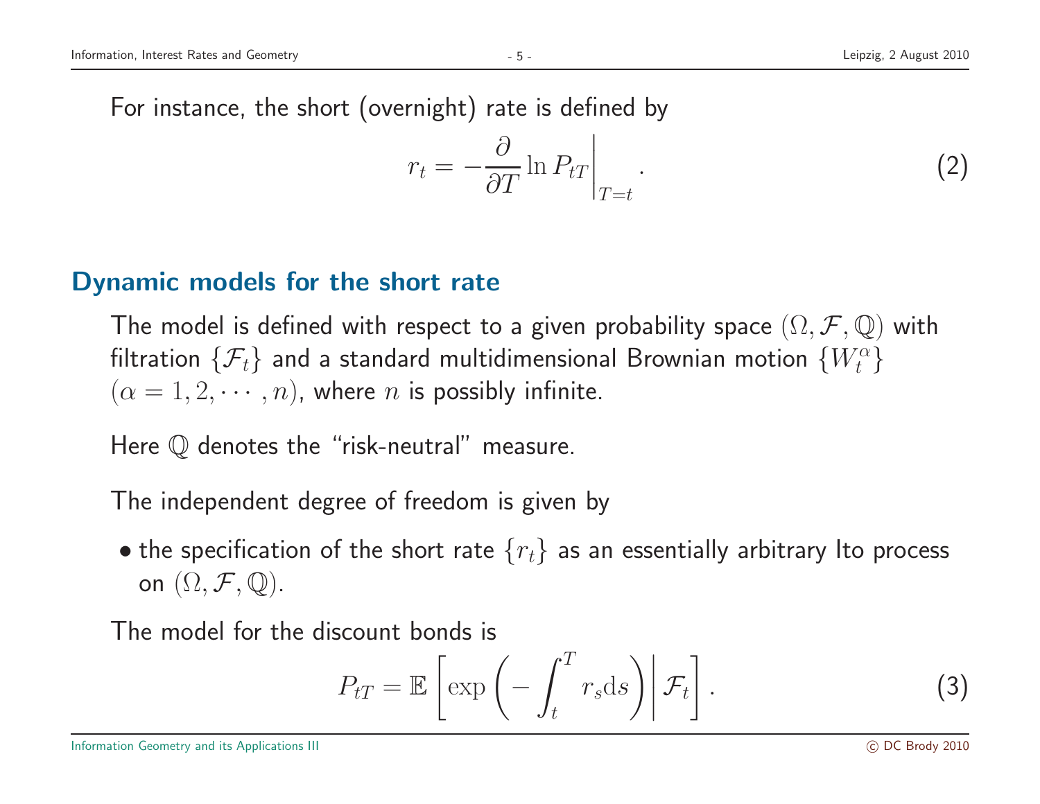For instance, the short (overnight) rate is defined by

$$r_t = -\frac{\partial}{\partial T} \ln P_{tT} \bigg|_{T=t} . \tag{2}$$

## Dynamic models for the short rate

The model is defined with respect to a given probability space $(\Omega, \mathcal{F}, \mathbb{Q})$ with filtration $\{\mathcal{F}_t\}$ and a standard multidimensional Brownian motion $\{W_t^\alpha\}$ $(\alpha = 1, 2, \cdots, n)$, where $n$ is possibly infinite.

Here $\mathbb{Q}$ denotes the "risk-neutral" measure.

The independent degree of freedom is given by

- the specification of the short rate $\{r_t\}$ as an essentially arbitrary Ito process on $(\Omega, \mathcal{F}, \mathbb{Q})$.

The model for the discount bonds is

$$P_{tT} = \mathbb{E}\left[ \exp\left( -\int_t^T r_s \mathrm{d}s \right) \bigg| \mathcal{F}_t \right] . \tag{3}$$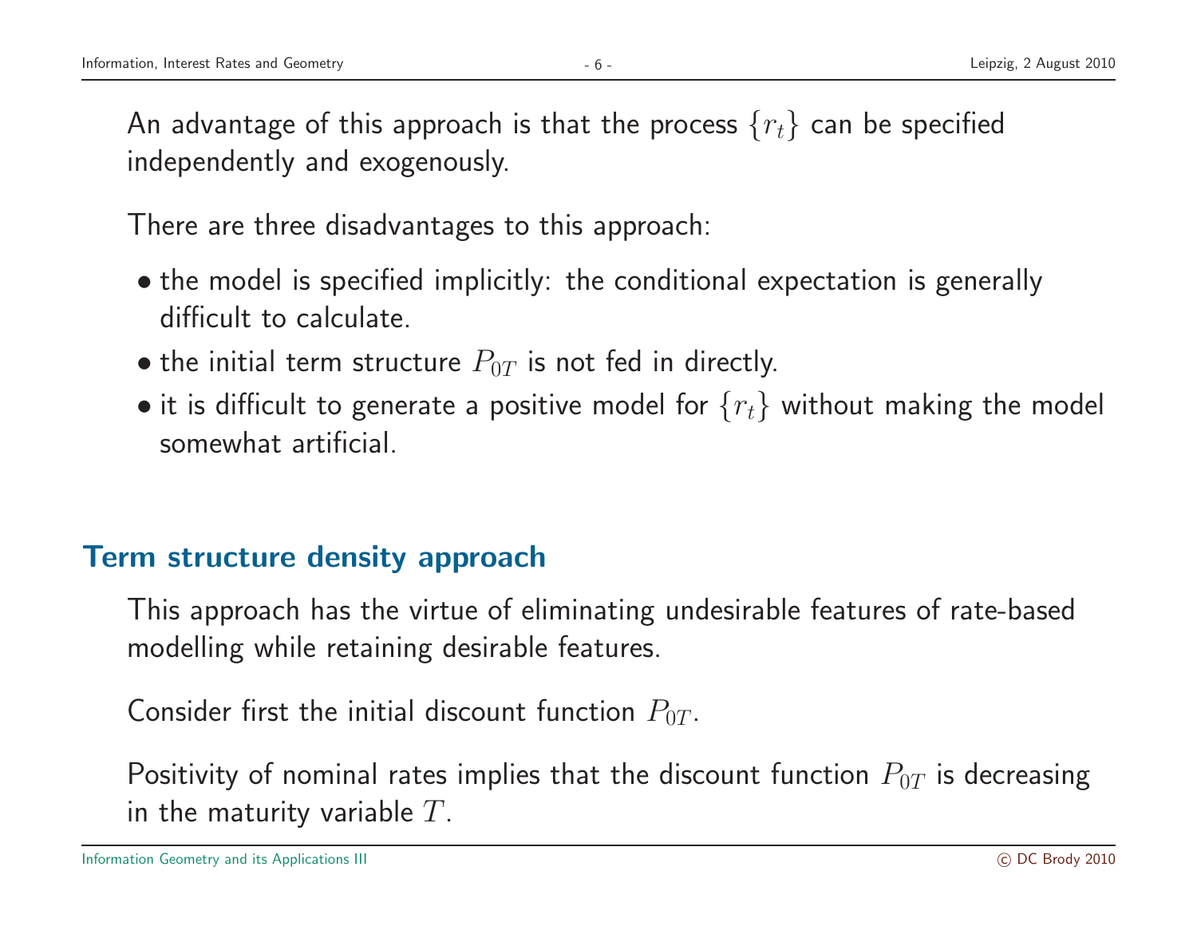An advantage of this approach is that the process $\{r_t\}$ can be specified independently and exogenously.

There are three disadvantages to this approach:

- the model is specified implicitly: the conditional expectation is generally difficult to calculate.
- the initial term structure $P_{0T}$ is not fed in directly.
- it is difficult to generate a positive model for $\{r_t\}$ without making the model somewhat artificial.

## Term structure density approach

This approach has the virtue of eliminating undesirable features of rate-based modelling while retaining desirable features.

Consider first the initial discount function $P_{0T}$.

Positivity of nominal rates implies that the discount function $P_{0T}$ is decreasing in the maturity variable $T$.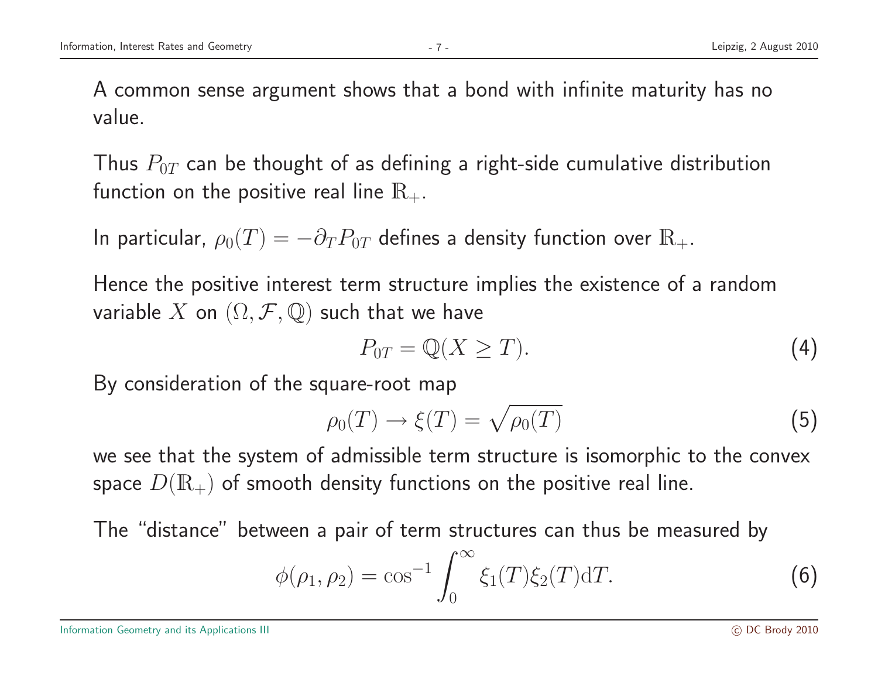A common sense argument shows that a bond with infinite maturity has no value.

Thus $P_{0T}$ can be thought of as defining a right-side cumulative distribution function on the positive real line $\mathbb{R}_+$.

In particular, $\rho_0(T) = -\partial_T P_{0T}$ defines a density function over $\mathbb{R}_+$.

Hence the positive interest term structure implies the existence of a random variable $X$ on $(\Omega, \mathcal{F}, \mathbb{Q})$ such that we have

$$P_{0T} = \mathbb{Q}(X \geq T). \tag{4}$$

By consideration of the square-root map

$$\rho_0(T) \to \xi(T) = \sqrt{\rho_0(T)} \tag{5}$$

we see that the system of admissible term structure is isomorphic to the convex space $D(\mathbb{R}_+)$ of smooth density functions on the positive real line.

The "distance" between a pair of term structures can thus be measured by

$$\phi(\rho_1, \rho_2) = \cos^{-1} \int_0^\infty \xi_1(T)\xi_2(T)\mathrm{d}T. \tag{6}$$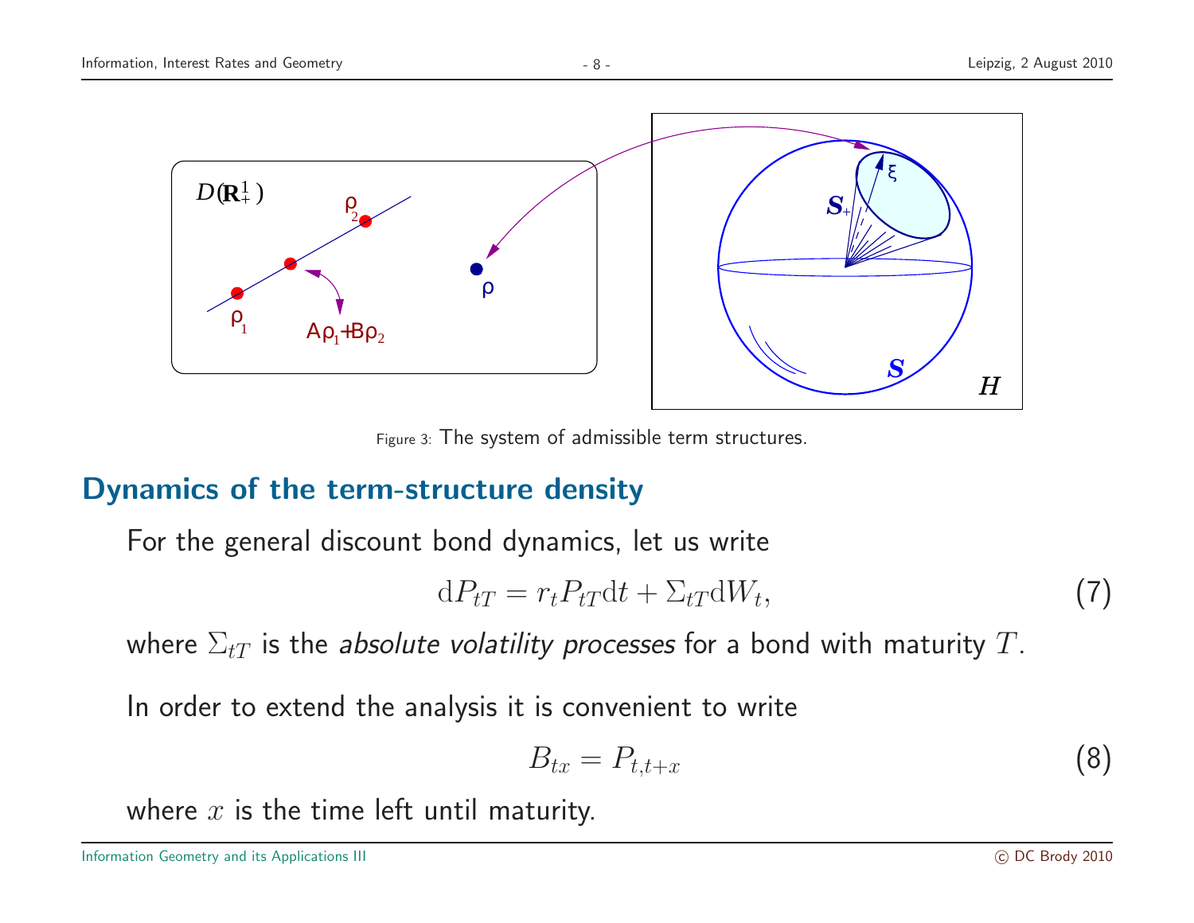Figure 3: The system of admissible term structures.

## Dynamics of the term-structure density

For the general discount bond dynamics, let us write

$$\mathrm{d}P_{tT} = r_t P_{tT}\mathrm{d}t + \Sigma_{tT}\mathrm{d}W_t, \tag{7}$$

where $\Sigma_{tT}$ is the *absolute volatility processes* for a bond with maturity $T$.

In order to extend the analysis it is convenient to write

$$B_{tx} = P_{t,t+x} \tag{8}$$

where $x$ is the time left until maturity.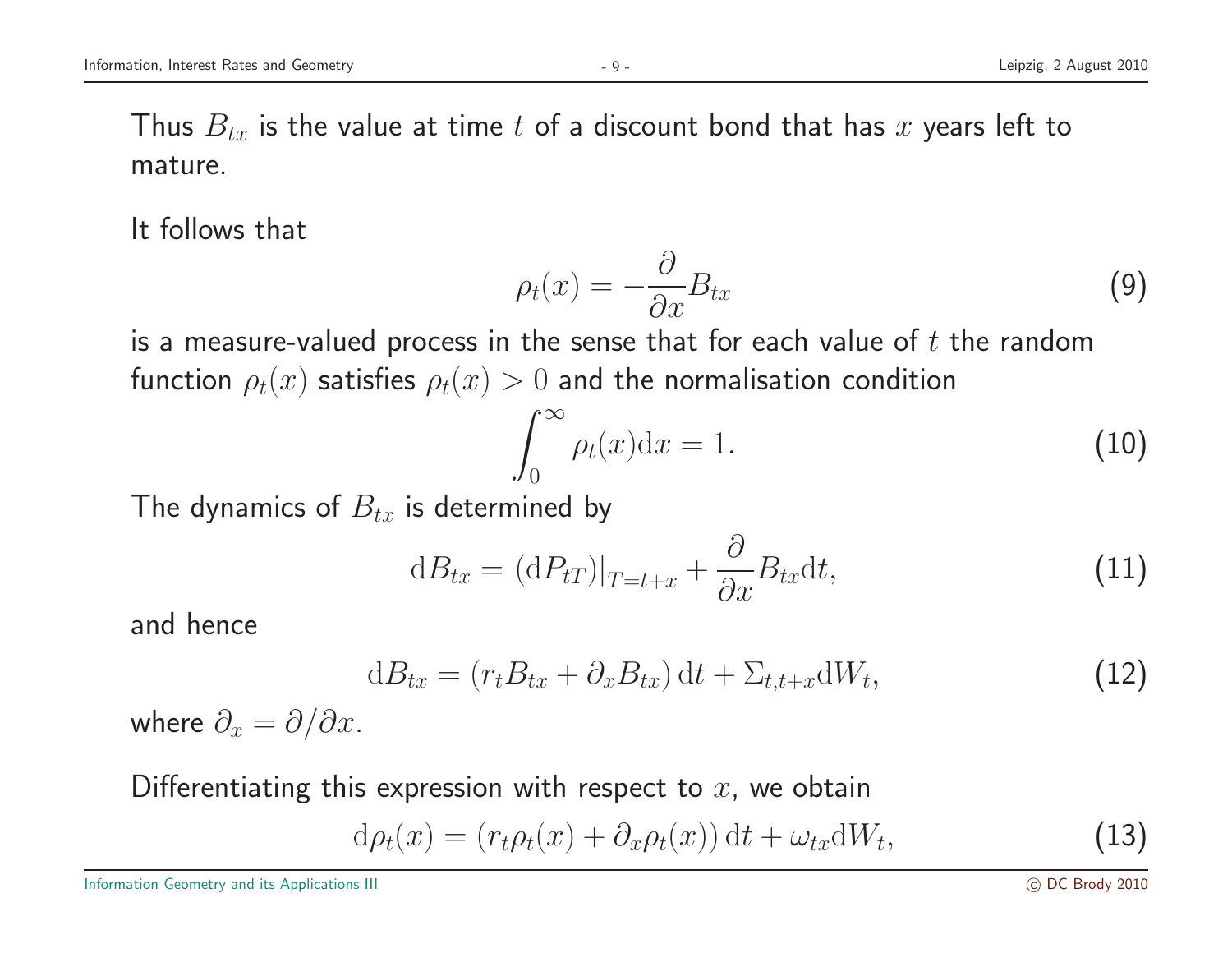Thus $B_{tx}$ is the value at time $t$ of a discount bond that has $x$ years left to mature.

It follows that

$$\rho_t(x) = -\frac{\partial}{\partial x} B_{tx} \tag{9}$$

is a measure-valued process in the sense that for each value of $t$ the random function $\rho_t(x)$ satisfies $\rho_t(x) > 0$ and the normalisation condition

$$\int_0^\infty \rho_t(x) \mathrm{d}x = 1. \tag{10}$$

The dynamics of $B_{tx}$ is determined by

$$\mathrm{d}B_{tx} = (\mathrm{d}P_{tT})|_{T=t+x} + \frac{\partial}{\partial x} B_{tx} \mathrm{d}t, \tag{11}$$

and hence

$$\mathrm{d}B_{tx} = (r_t B_{tx} + \partial_x B_{tx})\, \mathrm{d}t + \Sigma_{t,t+x} \mathrm{d}W_t, \tag{12}$$

where $\partial_x = \partial / \partial x$.

Differentiating this expression with respect to $x$, we obtain

$$\mathrm{d}\rho_t(x) = (r_t \rho_t(x) + \partial_x \rho_t(x))\, \mathrm{d}t + \omega_{tx} \mathrm{d}W_t, \tag{13}$$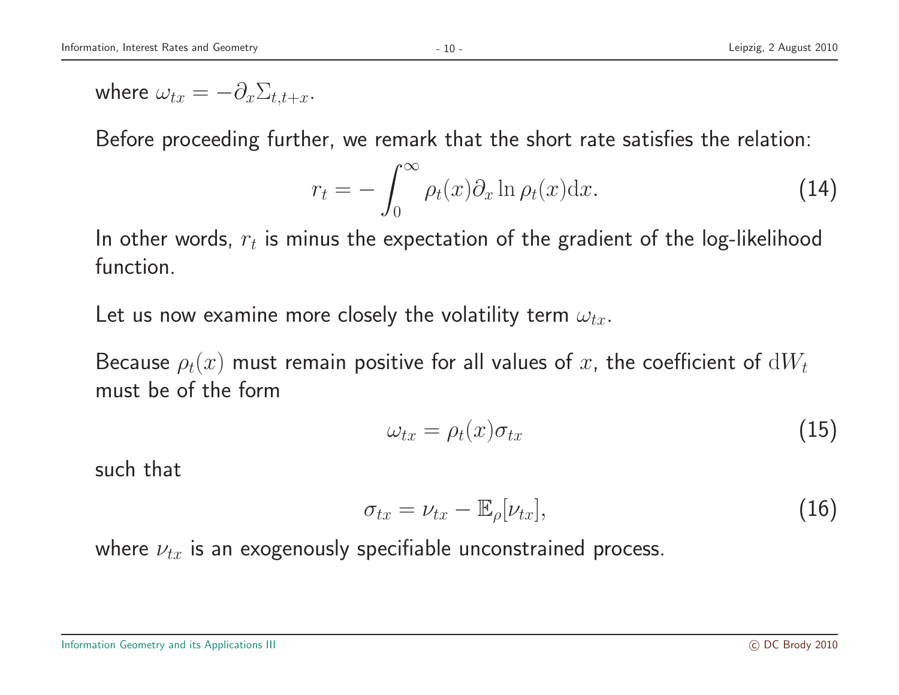where $\omega_{tx} = -\partial_x \Sigma_{t,t+x}$.

Before proceeding further, we remark that the short rate satisfies the relation:

$$r_t = -\int_0^\infty \rho_t(x) \partial_x \ln \rho_t(x) \mathrm{d}x. \tag{14}$$

In other words, $r_t$ is minus the expectation of the gradient of the log-likelihood function.

Let us now examine more closely the volatility term $\omega_{tx}$.

Because $\rho_t(x)$ must remain positive for all values of $x$, the coefficient of $\mathrm{d}W_t$ must be of the form

$$\omega_{tx} = \rho_t(x)\sigma_{tx} \tag{15}$$

such that

$$\sigma_{tx} = \nu_{tx} - \mathbb{E}_\rho[\nu_{tx}], \tag{16}$$

where $\nu_{tx}$ is an exogenously specifiable unconstrained process.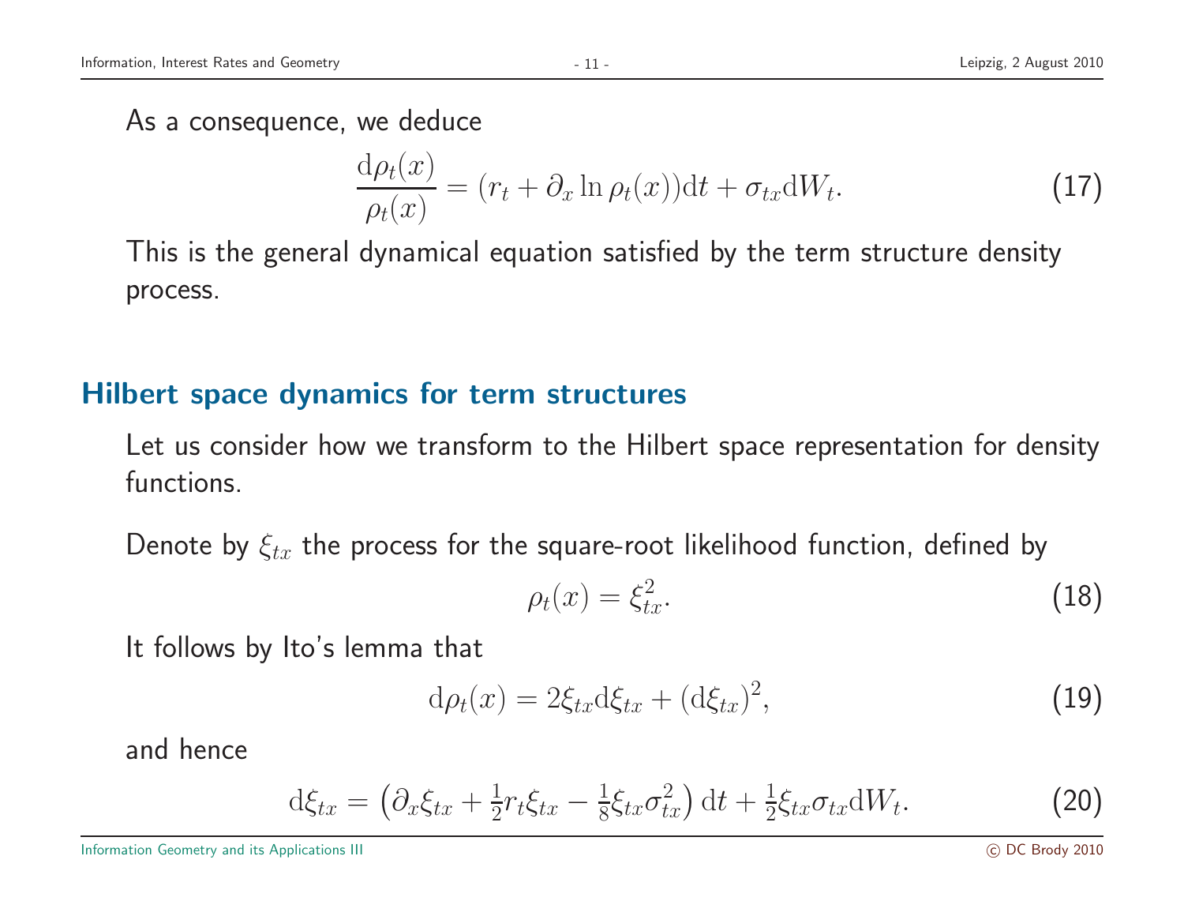As a consequence, we deduce

$$\frac{\mathrm{d}\rho_t(x)}{\rho_t(x)} = (r_t + \partial_x \ln \rho_t(x))\mathrm{d}t + \sigma_{tx}\mathrm{d}W_t. \tag{17}$$

This is the general dynamical equation satisfied by the term structure density process.

## Hilbert space dynamics for term structures

Let us consider how we transform to the Hilbert space representation for density functions.

Denote by $\xi_{tx}$ the process for the square-root likelihood function, defined by

$$\rho_t(x) = \xi_{tx}^2. \tag{18}$$

It follows by Ito's lemma that

$$\mathrm{d}\rho_t(x) = 2\xi_{tx}\mathrm{d}\xi_{tx} + (\mathrm{d}\xi_{tx})^2, \tag{19}$$

and hence

$$\mathrm{d}\xi_{tx} = \left(\partial_x \xi_{tx} + \tfrac{1}{2} r_t \xi_{tx} - \tfrac{1}{8}\xi_{tx}\sigma_{tx}^2\right)\mathrm{d}t + \tfrac{1}{2}\xi_{tx}\sigma_{tx}\mathrm{d}W_t. \tag{20}$$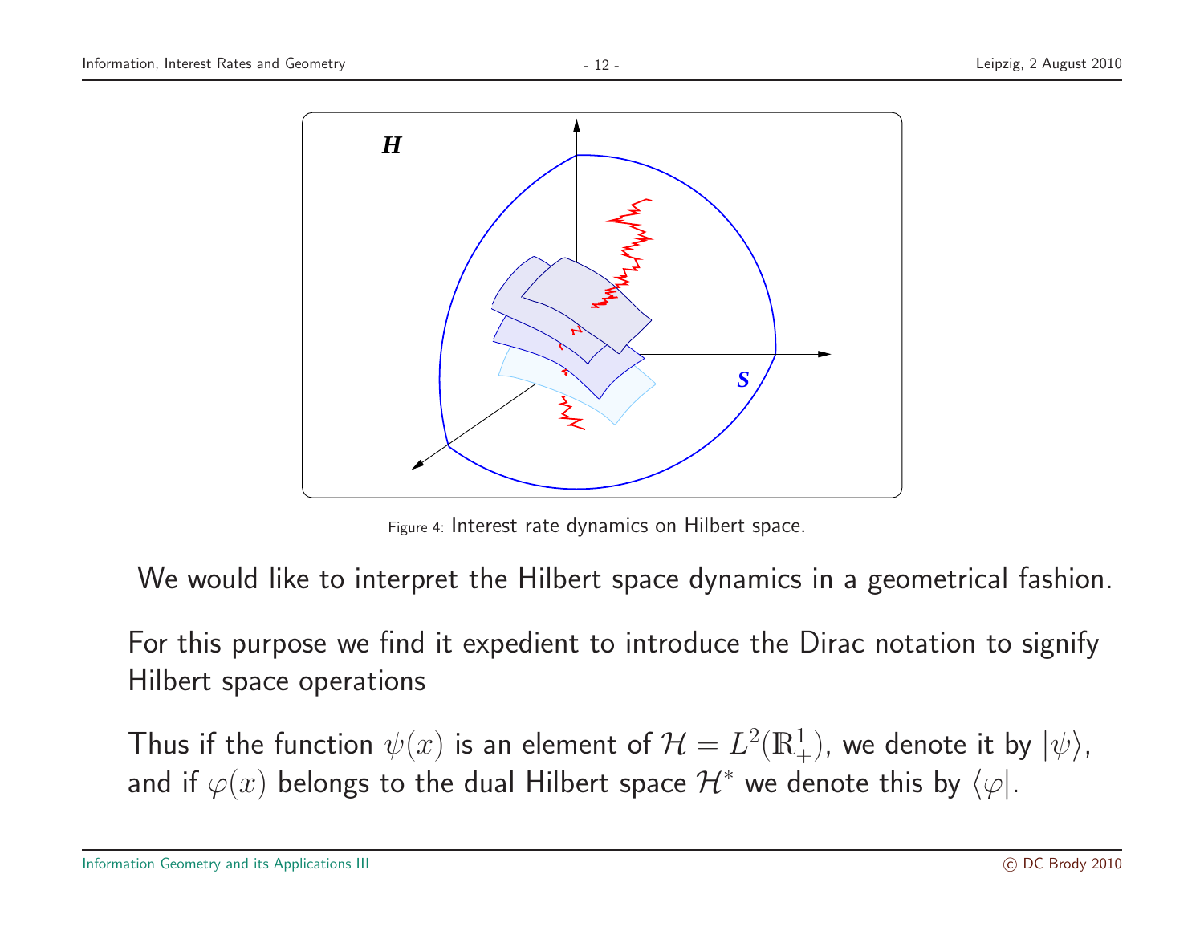Figure 4: Interest rate dynamics on Hilbert space.

We would like to interpret the Hilbert space dynamics in a geometrical fashion.

For this purpose we find it expedient to introduce the Dirac notation to signify Hilbert space operations

Thus if the function $\psi(x)$ is an element of $\mathcal{H} = L^2(\mathbb{R}^1_+)$, we denote it by $|\psi\rangle$, and if $\varphi(x)$ belongs to the dual Hilbert space $\mathcal{H}^*$ we denote this by $\langle\varphi|$.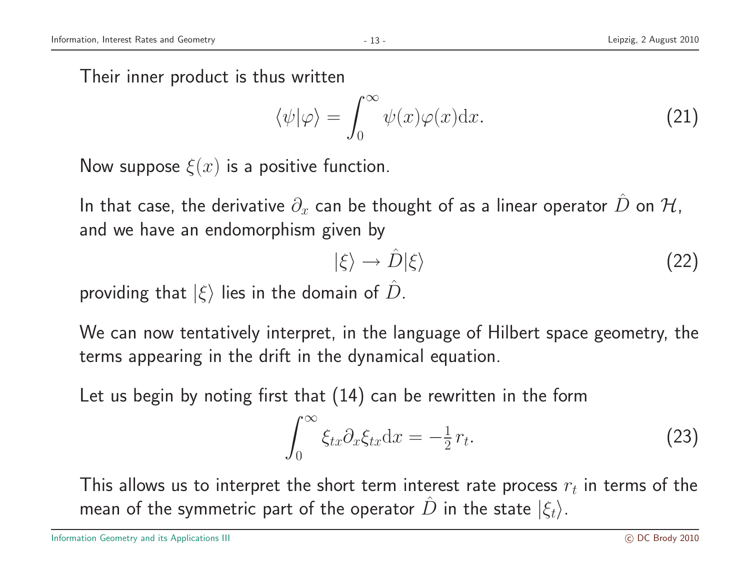Their inner product is thus written

$$\langle\psi|\varphi\rangle = \int_0^\infty \psi(x)\varphi(x)\mathrm{d}x. \tag{21}$$

Now suppose $\xi(x)$ is a positive function.

In that case, the derivative $\partial_x$ can be thought of as a linear operator $\hat{D}$ on $\mathcal{H}$, and we have an endomorphism given by

$$|\xi\rangle \rightarrow \hat{D}|\xi\rangle \tag{22}$$

providing that $|\xi\rangle$ lies in the domain of $\hat{D}$.

We can now tentatively interpret, in the language of Hilbert space geometry, the terms appearing in the drift in the dynamical equation.

Let us begin by noting first that (14) can be rewritten in the form

$$\int_0^\infty \xi_{tx}\partial_x\xi_{tx}\mathrm{d}x = -\tfrac{1}{2}\,r_t. \tag{23}$$

This allows us to interpret the short term interest rate process $r_t$ in terms of the mean of the symmetric part of the operator $\hat{D}$ in the state $|\xi_t\rangle$.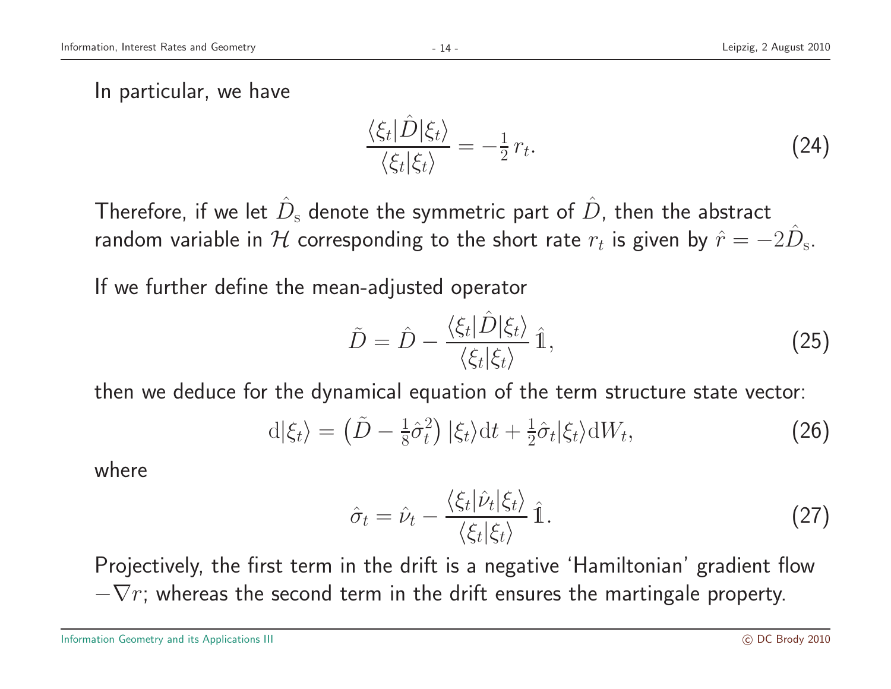In particular, we have

$$\frac{\langle\xi_t|\hat{D}|\xi_t\rangle}{\langle\xi_t|\xi_t\rangle} = -\tfrac{1}{2}\, r_t. \tag{24}$$

Therefore, if we let $\hat{D}_{\rm s}$ denote the symmetric part of $\hat{D}$, then the abstract random variable in $\mathcal{H}$ corresponding to the short rate $r_t$ is given by $\hat{r} = -2\hat{D}_{\rm s}$.

If we further define the mean-adjusted operator

$$\tilde{D} = \hat{D} - \frac{\langle\xi_t|\hat{D}|\xi_t\rangle}{\langle\xi_t|\xi_t\rangle}\,\hat{\mathbb{1}}, \tag{25}$$

then we deduce for the dynamical equation of the term structure state vector:

$$\mathrm{d}|\xi_t\rangle = \left(\tilde{D} - \tfrac{1}{8}\hat{\sigma}_t^2\right)|\xi_t\rangle\mathrm{d}t + \tfrac{1}{2}\hat{\sigma}_t|\xi_t\rangle\mathrm{d}W_t, \tag{26}$$

where

$$\hat{\sigma}_t = \hat{\nu}_t - \frac{\langle\xi_t|\hat{\nu}_t|\xi_t\rangle}{\langle\xi_t|\xi_t\rangle}\,\hat{\mathbb{1}}. \tag{27}$$

Projectively, the first term in the drift is a negative 'Hamiltonian' gradient flow $-\nabla r$; whereas the second term in the drift ensures the martingale property.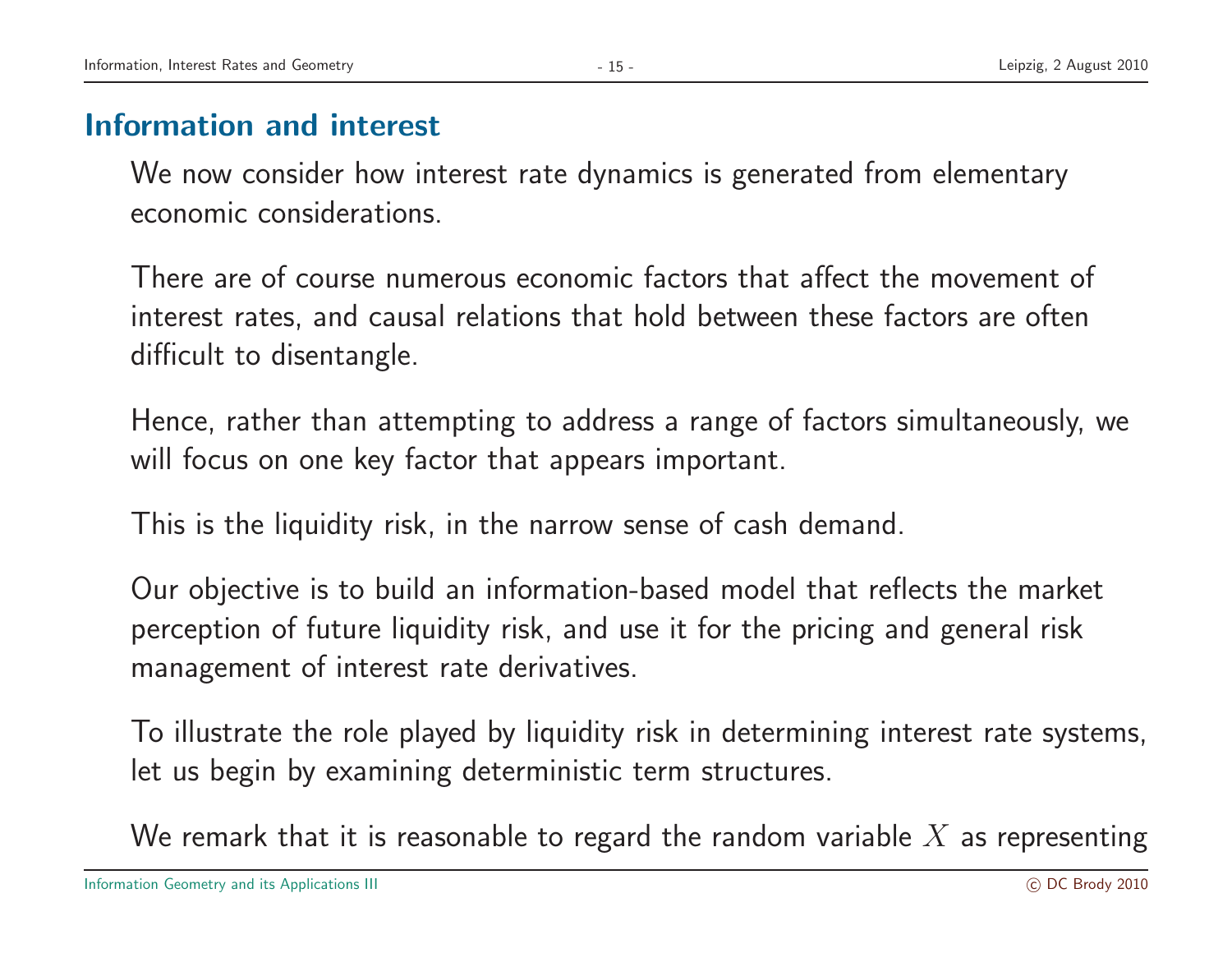## Information and interest

We now consider how interest rate dynamics is generated from elementary economic considerations.

There are of course numerous economic factors that affect the movement of interest rates, and causal relations that hold between these factors are often difficult to disentangle.

Hence, rather than attempting to address a range of factors simultaneously, we will focus on one key factor that appears important.

This is the liquidity risk, in the narrow sense of cash demand.

Our objective is to build an information-based model that reflects the market perception of future liquidity risk, and use it for the pricing and general risk management of interest rate derivatives.

To illustrate the role played by liquidity risk in determining interest rate systems, let us begin by examining deterministic term structures.

We remark that it is reasonable to regard the random variable $X$ as representing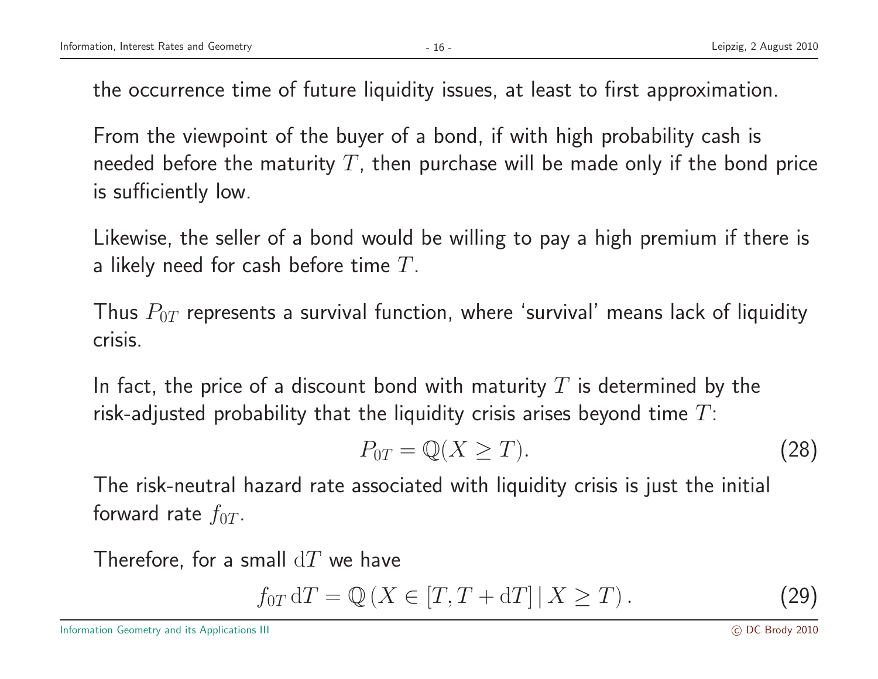the occurrence time of future liquidity issues, at least to first approximation.

From the viewpoint of the buyer of a bond, if with high probability cash is needed before the maturity $T$, then purchase will be made only if the bond price is sufficiently low.

Likewise, the seller of a bond would be willing to pay a high premium if there is a likely need for cash before time $T$.

Thus $P_{0T}$ represents a survival function, where 'survival' means lack of liquidity crisis.

In fact, the price of a discount bond with maturity $T$ is determined by the risk-adjusted probability that the liquidity crisis arises beyond time $T$:

$$P_{0T} = \mathbb{Q}(X \geq T). \tag{28}$$

The risk-neutral hazard rate associated with liquidity crisis is just the initial forward rate $f_{0T}$.

Therefore, for a small $\mathrm{d}T$ we have

$$f_{0T}\,\mathrm{d}T = \mathbb{Q}\left(X \in [T, T + \mathrm{d}T] \,|\, X \geq T\right). \tag{29}$$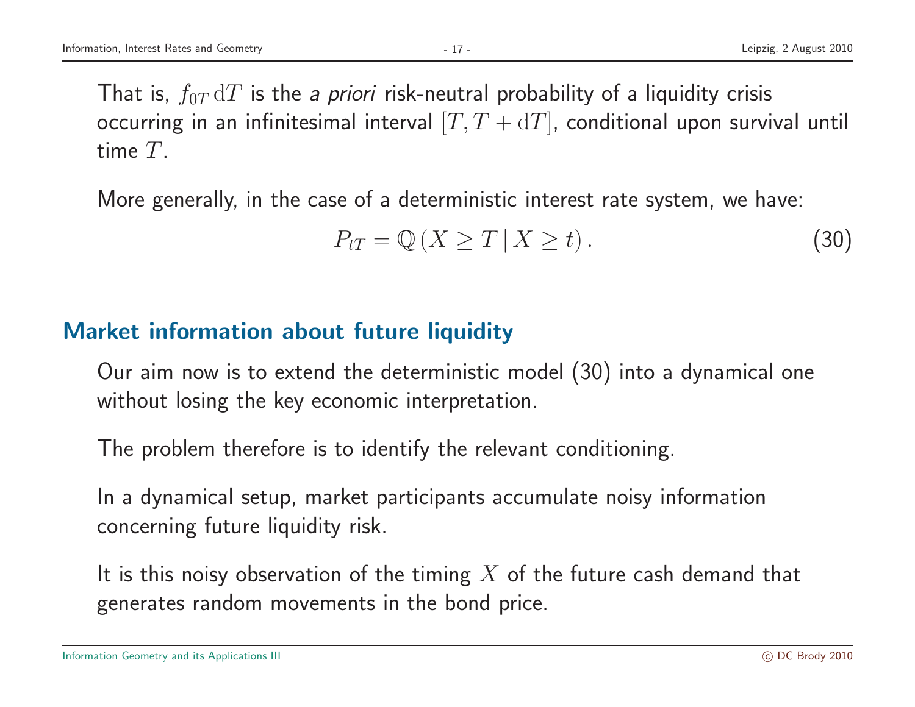That is, $f_{0T}\,\mathrm{d}T$ is the *a priori* risk-neutral probability of a liquidity crisis occurring in an infinitesimal interval $[T, T + \mathrm{d}T]$, conditional upon survival until time $T$.

More generally, in the case of a deterministic interest rate system, we have:

$$P_{tT} = \mathbb{Q}\left(X \geq T \,|\, X \geq t\right). \tag{30}$$

## Market information about future liquidity

Our aim now is to extend the deterministic model (30) into a dynamical one without losing the key economic interpretation.

The problem therefore is to identify the relevant conditioning.

In a dynamical setup, market participants accumulate noisy information concerning future liquidity risk.

It is this noisy observation of the timing $X$ of the future cash demand that generates random movements in the bond price.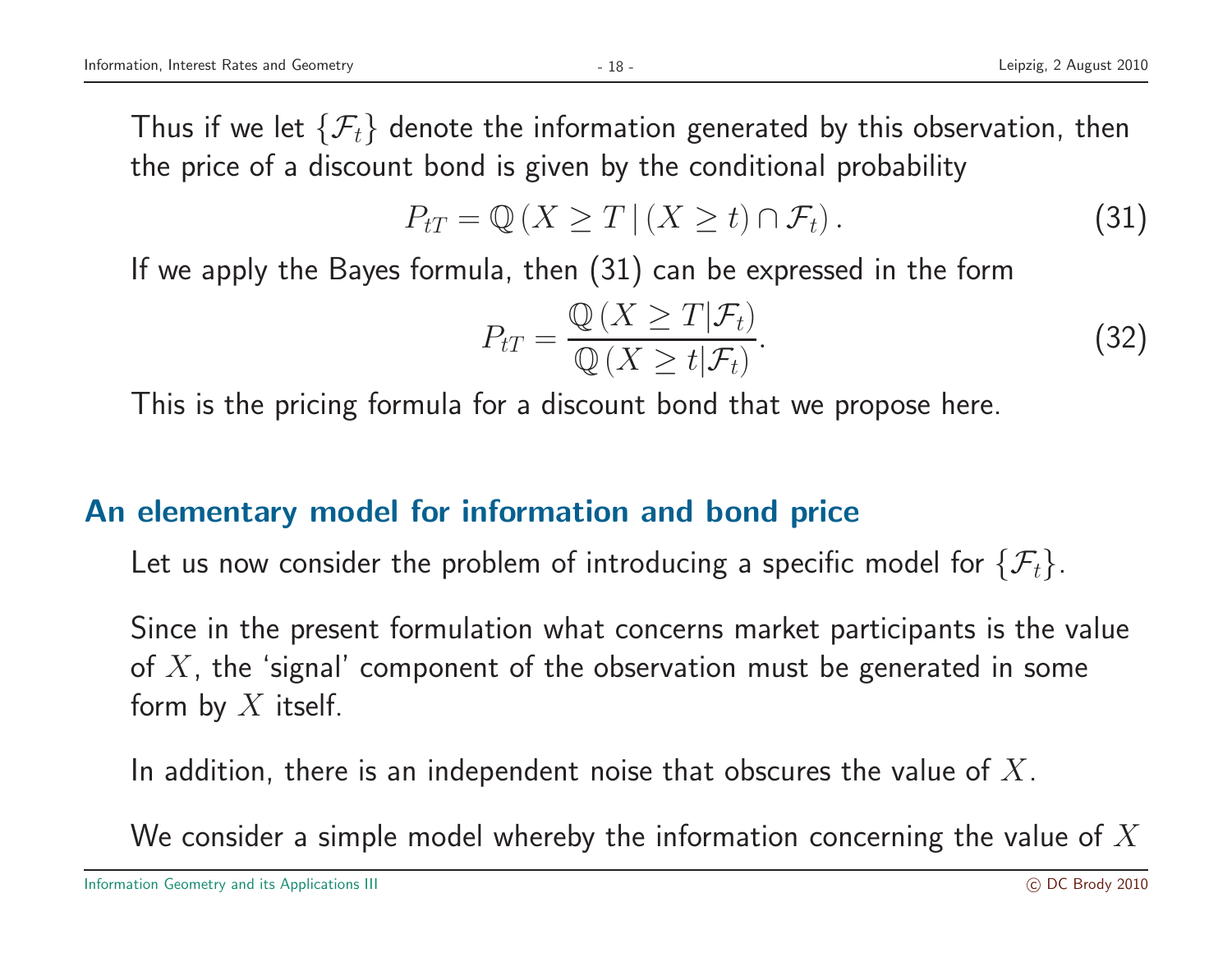Thus if we let $\{\mathcal{F}_t\}$ denote the information generated by this observation, then the price of a discount bond is given by the conditional probability

$$P_{tT} = \mathbb{Q}\left(X \geq T \,|\, (X \geq t) \cap \mathcal{F}_t\right). \tag{31}$$

If we apply the Bayes formula, then (31) can be expressed in the form

$$P_{tT} = \frac{\mathbb{Q}\left(X \geq T | \mathcal{F}_t\right)}{\mathbb{Q}\left(X \geq t | \mathcal{F}_t\right)}. \tag{32}$$

This is the pricing formula for a discount bond that we propose here.

## An elementary model for information and bond price

Let us now consider the problem of introducing a specific model for $\{\mathcal{F}_t\}$.

Since in the present formulation what concerns market participants is the value of $X$, the 'signal' component of the observation must be generated in some form by $X$ itself.

In addition, there is an independent noise that obscures the value of $X$.

We consider a simple model whereby the information concerning the value of $X$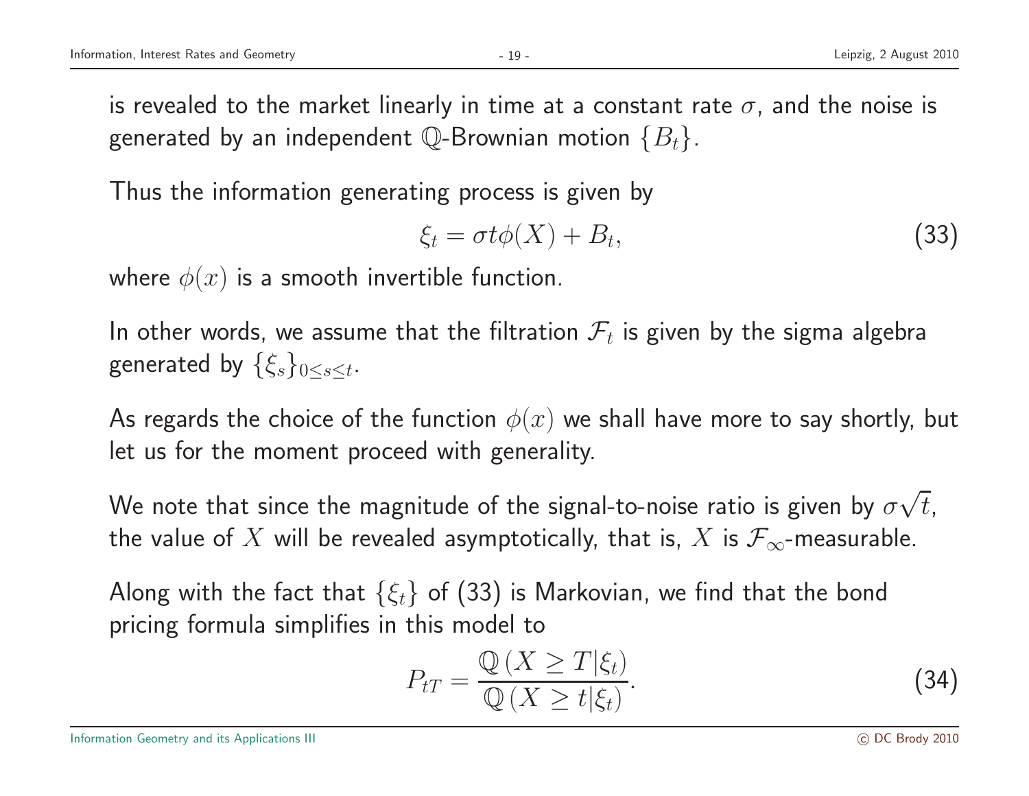is revealed to the market linearly in time at a constant rate $\sigma$, and the noise is generated by an independent $\mathbb{Q}$-Brownian motion $\{B_t\}$.

Thus the information generating process is given by

$$\xi_t = \sigma t \phi(X) + B_t, \tag{33}$$

where $\phi(x)$ is a smooth invertible function.

In other words, we assume that the filtration $\mathcal{F}_t$ is given by the sigma algebra generated by $\{\xi_s\}_{0 \le s \le t}$.

As regards the choice of the function $\phi(x)$ we shall have more to say shortly, but let us for the moment proceed with generality.

We note that since the magnitude of the signal-to-noise ratio is given by $\sigma\sqrt{t}$, the value of $X$ will be revealed asymptotically, that is, $X$ is $\mathcal{F}_\infty$-measurable.

Along with the fact that $\{\xi_t\}$ of (33) is Markovian, we find that the bond pricing formula simplifies in this model to

$$P_{tT} = \frac{\mathbb{Q}\left(X \ge T | \xi_t\right)}{\mathbb{Q}\left(X \ge t | \xi_t\right)}. \tag{34}$$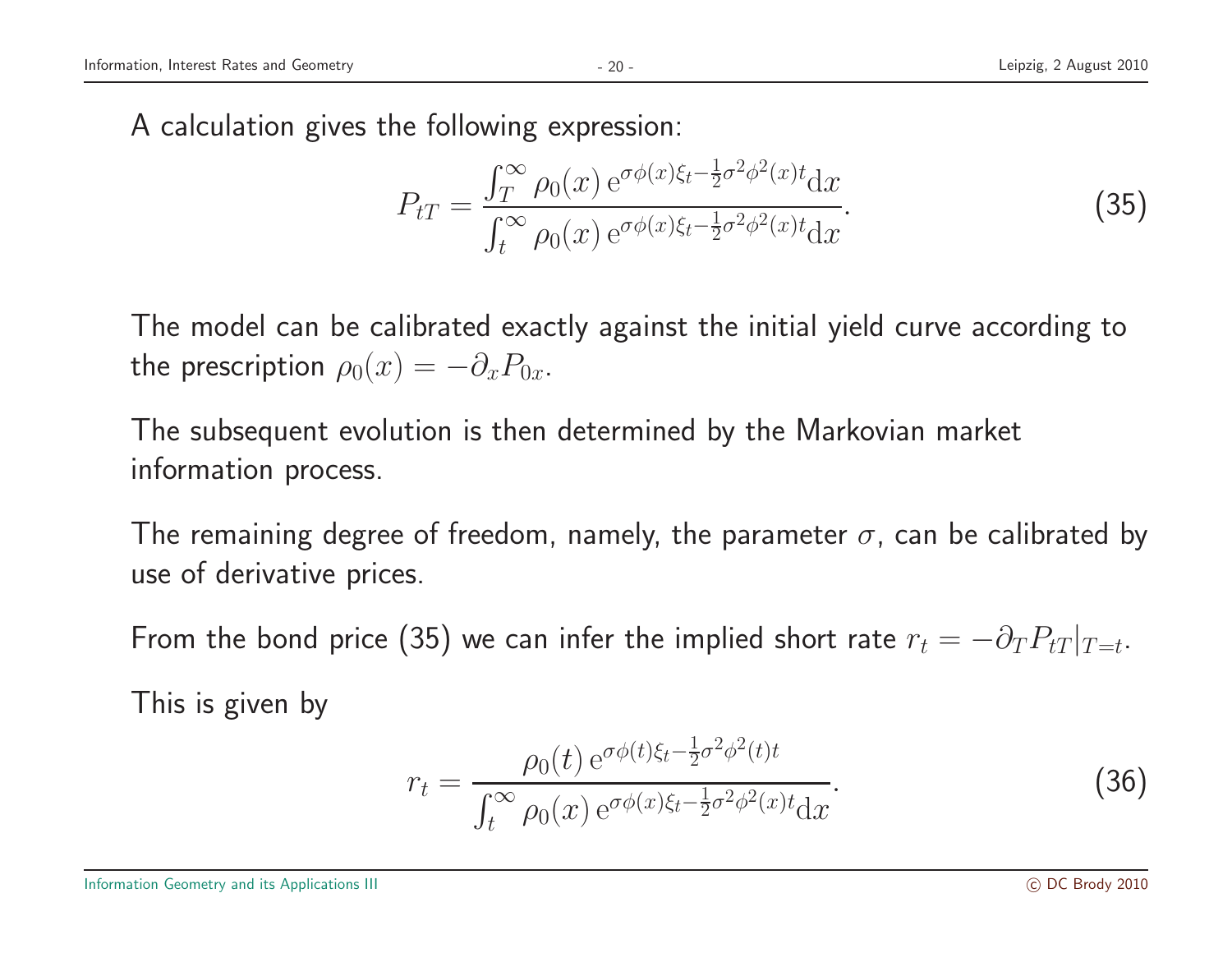A calculation gives the following expression:

$$P_{tT} = \frac{\int_T^\infty \rho_0(x)\, \mathrm{e}^{\sigma\phi(x)\xi_t - \frac{1}{2}\sigma^2\phi^2(x)t}\mathrm{d}x}{\int_t^\infty \rho_0(x)\, \mathrm{e}^{\sigma\phi(x)\xi_t - \frac{1}{2}\sigma^2\phi^2(x)t}\mathrm{d}x}. \tag{35}$$

The model can be calibrated exactly against the initial yield curve according to the prescription $\rho_0(x) = -\partial_x P_{0x}$.

The subsequent evolution is then determined by the Markovian market information process.

The remaining degree of freedom, namely, the parameter $\sigma$, can be calibrated by use of derivative prices.

From the bond price (35) we can infer the implied short rate $r_t = -\partial_T P_{tT}|_{T=t}$.

This is given by

$$r_t = \frac{\rho_0(t)\, \mathrm{e}^{\sigma\phi(t)\xi_t - \frac{1}{2}\sigma^2\phi^2(t)t}}{\int_t^\infty \rho_0(x)\, \mathrm{e}^{\sigma\phi(x)\xi_t - \frac{1}{2}\sigma^2\phi^2(x)t}\mathrm{d}x}. \tag{36}$$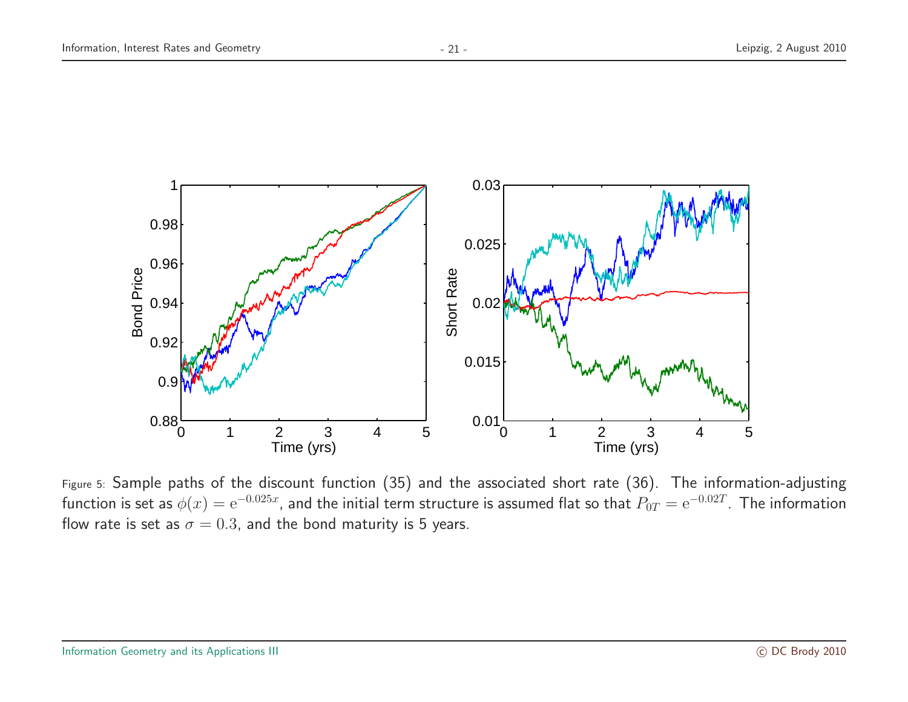Figure 5: Sample paths of the discount function (35) and the associated short rate (36). The information-adjusting function is set as $\phi(x) = \mathrm{e}^{-0.025x}$, and the initial term structure is assumed flat so that $P_{0T} = \mathrm{e}^{-0.02T}$. The information flow rate is set as $\sigma = 0.3$, and the bond maturity is 5 years.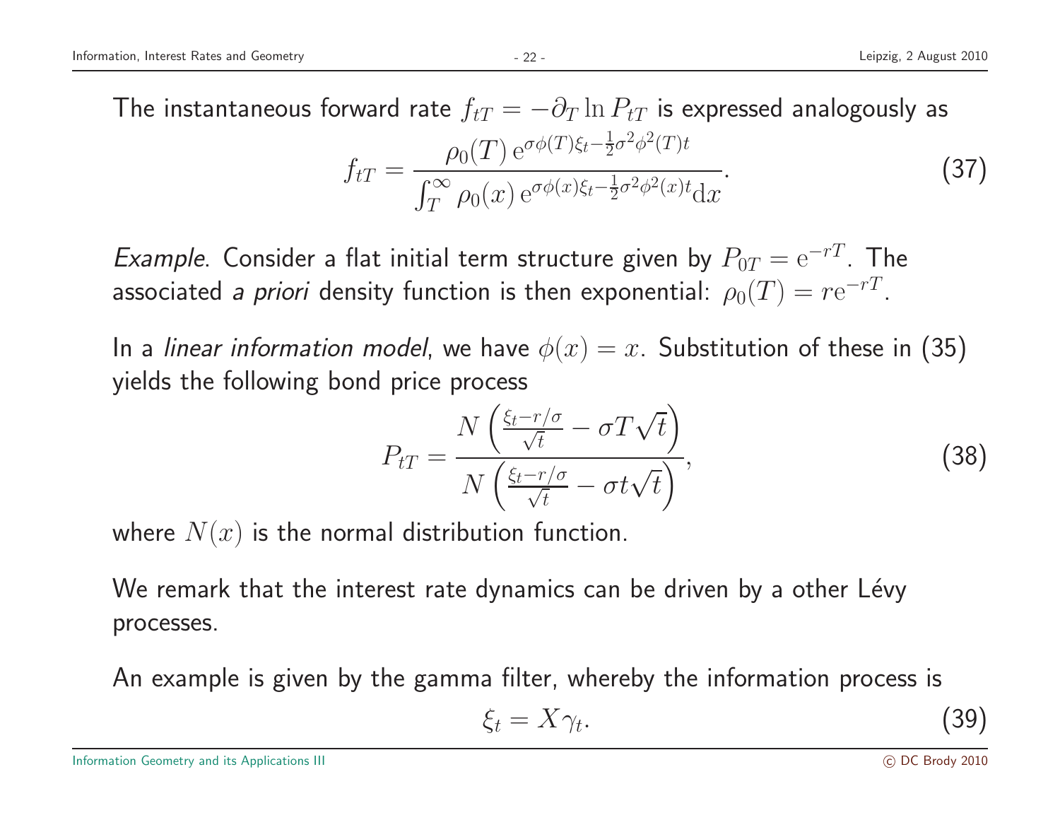The instantaneous forward rate $f_{tT} = -\partial_T \ln P_{tT}$ is expressed analogously as

$$f_{tT} = \frac{\rho_0(T)\, \mathrm{e}^{\sigma\phi(T)\xi_t - \frac{1}{2}\sigma^2\phi^2(T)t}}{\int_T^\infty \rho_0(x)\, \mathrm{e}^{\sigma\phi(x)\xi_t - \frac{1}{2}\sigma^2\phi^2(x)t} \mathrm{d}x}. \tag{37}$$

*Example*. Consider a flat initial term structure given by $P_{0T} = \mathrm{e}^{-rT}$. The associated *a priori* density function is then exponential: $\rho_0(T) = r\mathrm{e}^{-rT}$.

In a *linear information model*, we have $\phi(x) = x$. Substitution of these in (35) yields the following bond price process

$$P_{tT} = \frac{N\left(\frac{\xi_t - r/\sigma}{\sqrt{t}} - \sigma T\sqrt{t}\right)}{N\left(\frac{\xi_t - r/\sigma}{\sqrt{t}} - \sigma t\sqrt{t}\right)}, \tag{38}$$

where $N(x)$ is the normal distribution function.

We remark that the interest rate dynamics can be driven by a other Lévy processes.

An example is given by the gamma filter, whereby the information process is

$$\xi_t = X\gamma_t. \tag{39}$$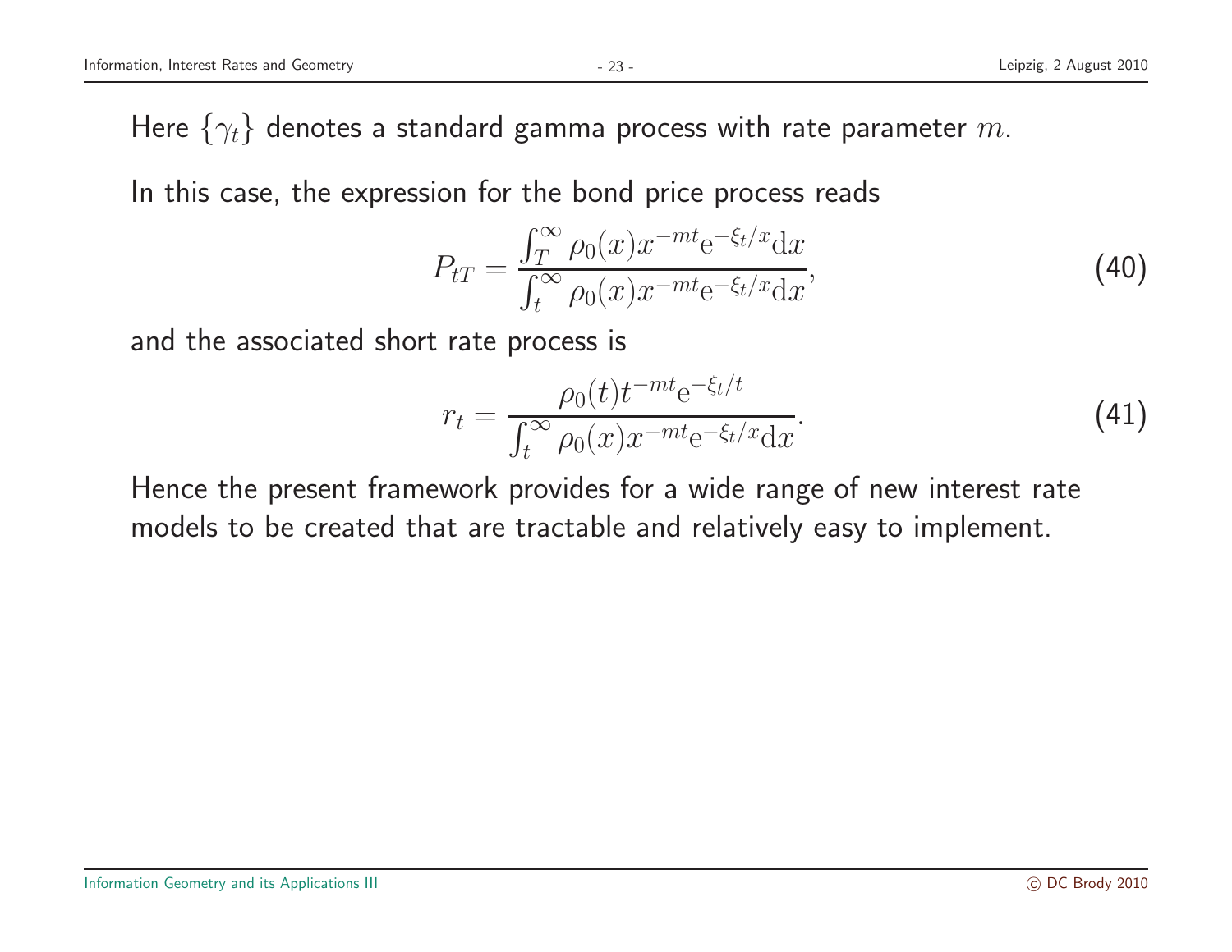Here $\{\gamma_t\}$ denotes a standard gamma process with rate parameter $m$.

In this case, the expression for the bond price process reads

$$P_{tT} = \frac{\int_T^\infty \rho_0(x) x^{-mt} \mathrm{e}^{-\xi_t/x} \mathrm{d}x}{\int_t^\infty \rho_0(x) x^{-mt} \mathrm{e}^{-\xi_t/x} \mathrm{d}x}, \tag{40}$$

and the associated short rate process is

$$r_t = \frac{\rho_0(t) t^{-mt} \mathrm{e}^{-\xi_t/t}}{\int_t^\infty \rho_0(x) x^{-mt} \mathrm{e}^{-\xi_t/x} \mathrm{d}x}. \tag{41}$$

Hence the present framework provides for a wide range of new interest rate models to be created that are tractable and relatively easy to implement.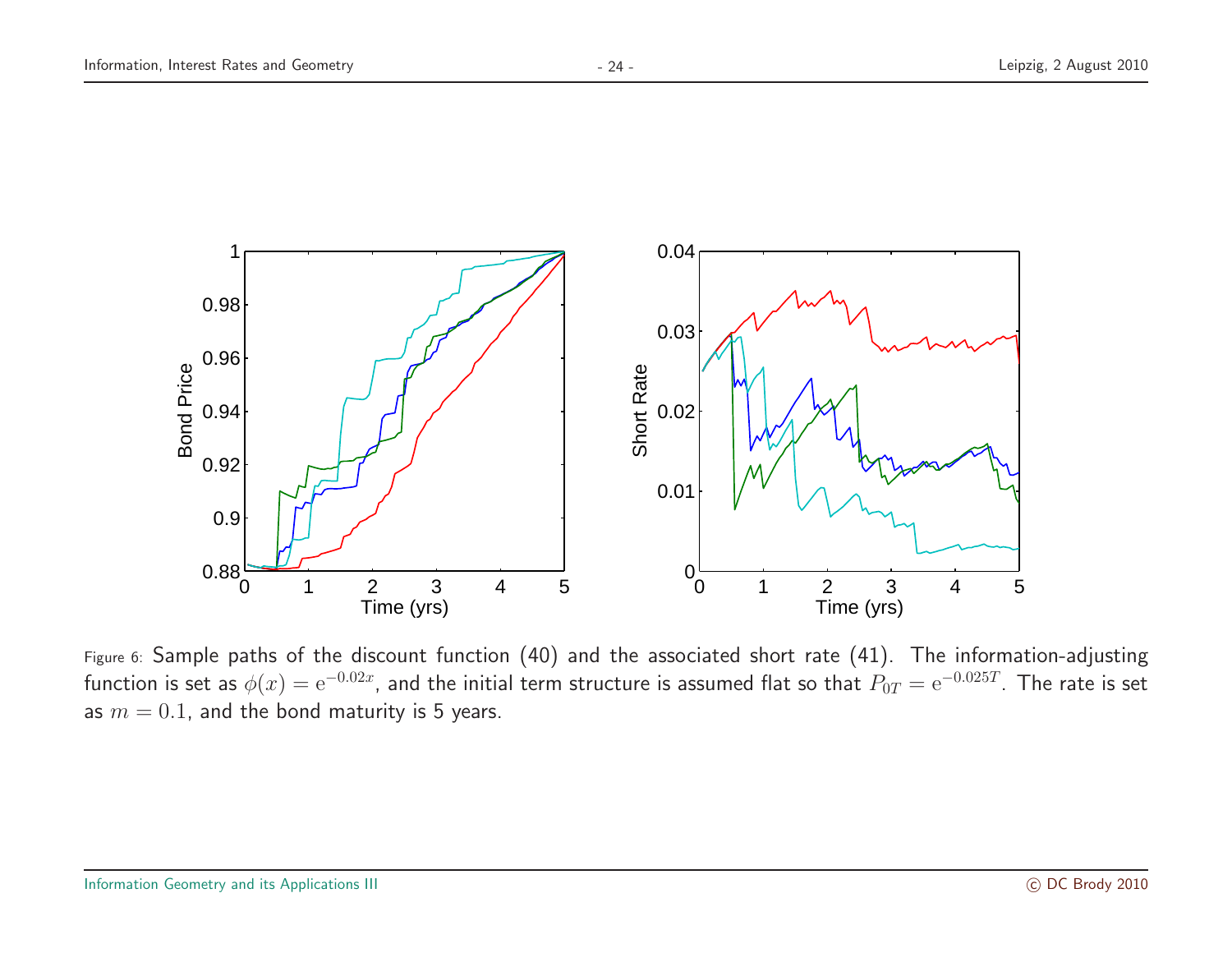Figure 6: Sample paths of the discount function (40) and the associated short rate (41). The information-adjusting function is set as $\phi(x) = \mathrm{e}^{-0.02x}$, and the initial term structure is assumed flat so that $P_{0T} = \mathrm{e}^{-0.025T}$. The rate is set as $m = 0.1$, and the bond maturity is 5 years.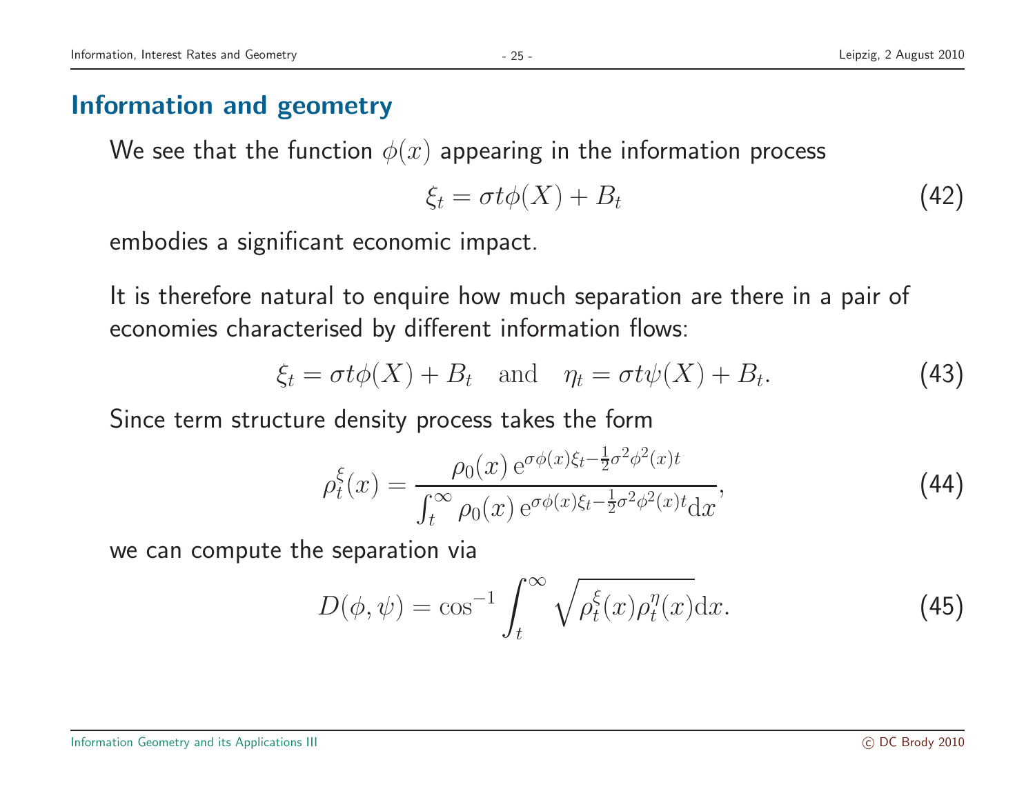## Information and geometry

We see that the function $\phi(x)$ appearing in the information process

$$\xi_t = \sigma t \phi(X) + B_t \tag{42}$$

embodies a significant economic impact.

It is therefore natural to enquire how much separation are there in a pair of economies characterised by different information flows:

$$\xi_t = \sigma t \phi(X) + B_t \quad \text{and} \quad \eta_t = \sigma t \psi(X) + B_t. \tag{43}$$

Since term structure density process takes the form

$$\rho_t^{\xi}(x) = \frac{\rho_0(x)\, \mathrm{e}^{\sigma \phi(x) \xi_t - \frac{1}{2}\sigma^2 \phi^2(x) t}}{\int_t^{\infty} \rho_0(x)\, \mathrm{e}^{\sigma \phi(x) \xi_t - \frac{1}{2}\sigma^2 \phi^2(x) t} \mathrm{d}x}, \tag{44}$$

we can compute the separation via

$$D(\phi, \psi) = \cos^{-1} \int_t^{\infty} \sqrt{\rho_t^{\xi}(x) \rho_t^{\eta}(x)} \mathrm{d}x. \tag{45}$$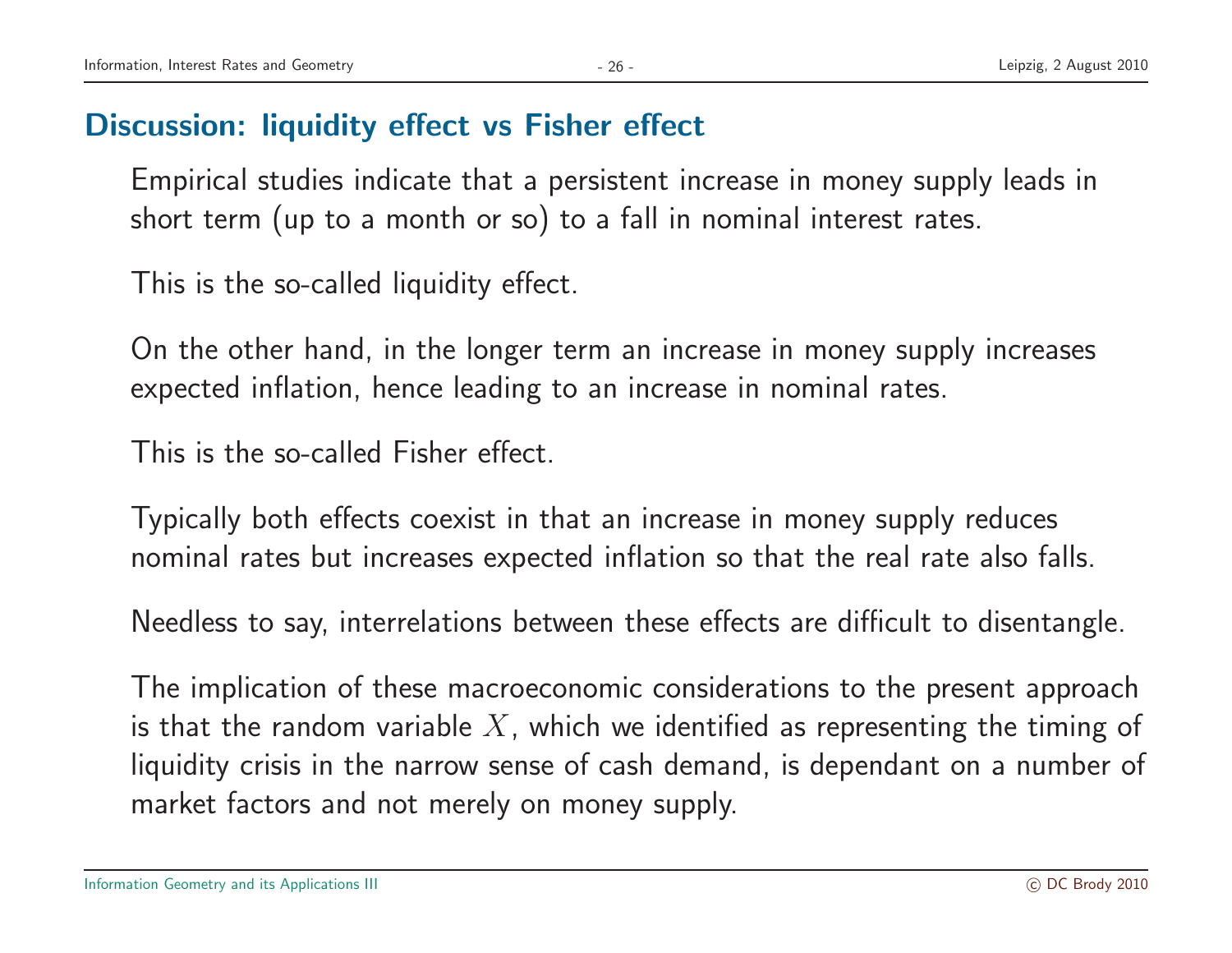## Discussion: liquidity effect vs Fisher effect

Empirical studies indicate that a persistent increase in money supply leads in short term (up to a month or so) to a fall in nominal interest rates.

This is the so-called liquidity effect.

On the other hand, in the longer term an increase in money supply increases expected inflation, hence leading to an increase in nominal rates.

This is the so-called Fisher effect.

Typically both effects coexist in that an increase in money supply reduces nominal rates but increases expected inflation so that the real rate also falls.

Needless to say, interrelations between these effects are difficult to disentangle.

The implication of these macroeconomic considerations to the present approach is that the random variable $X$, which we identified as representing the timing of liquidity crisis in the narrow sense of cash demand, is dependant on a number of market factors and not merely on money supply.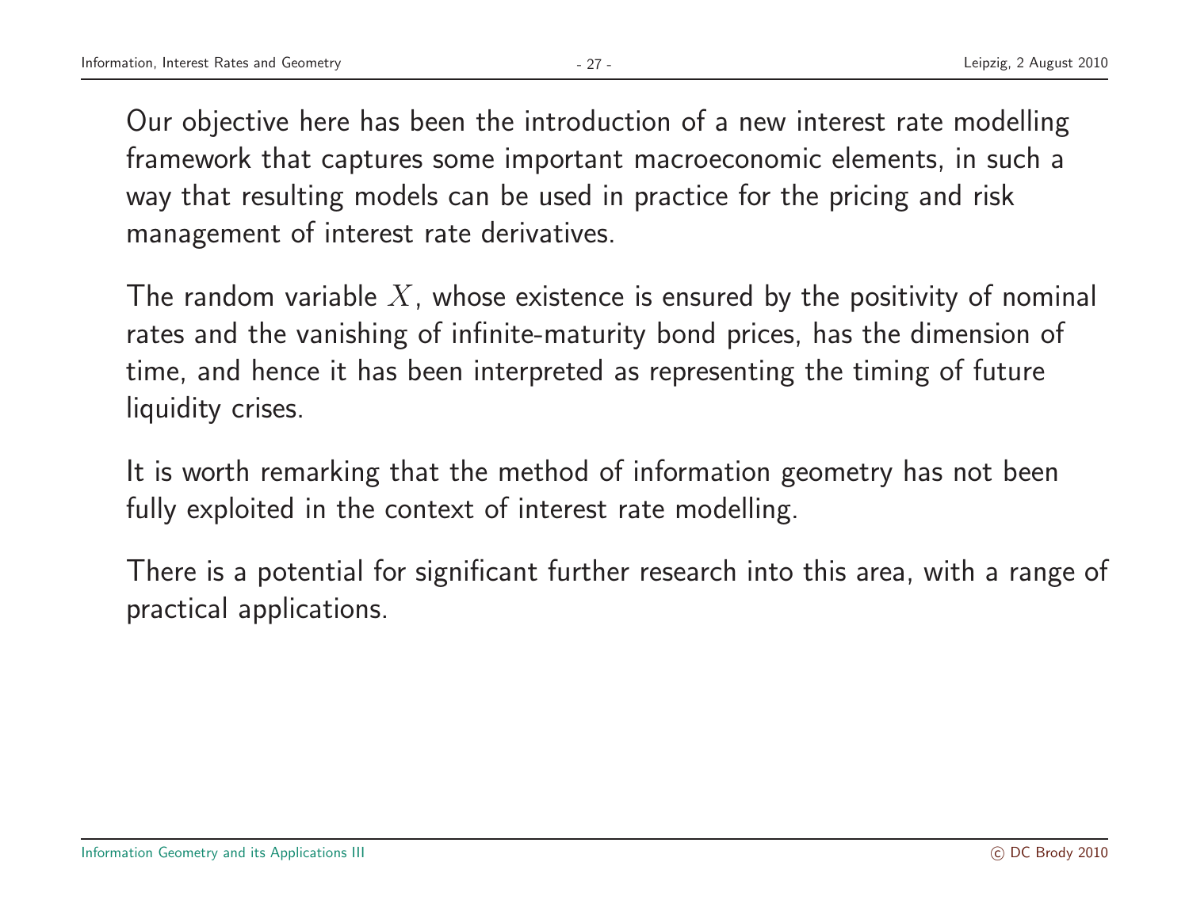Our objective here has been the introduction of a new interest rate modelling framework that captures some important macroeconomic elements, in such a way that resulting models can be used in practice for the pricing and risk management of interest rate derivatives.

The random variable $X$, whose existence is ensured by the positivity of nominal rates and the vanishing of infinite-maturity bond prices, has the dimension of time, and hence it has been interpreted as representing the timing of future liquidity crises.

It is worth remarking that the method of information geometry has not been fully exploited in the context of interest rate modelling.

There is a potential for significant further research into this area, with a range of practical applications.